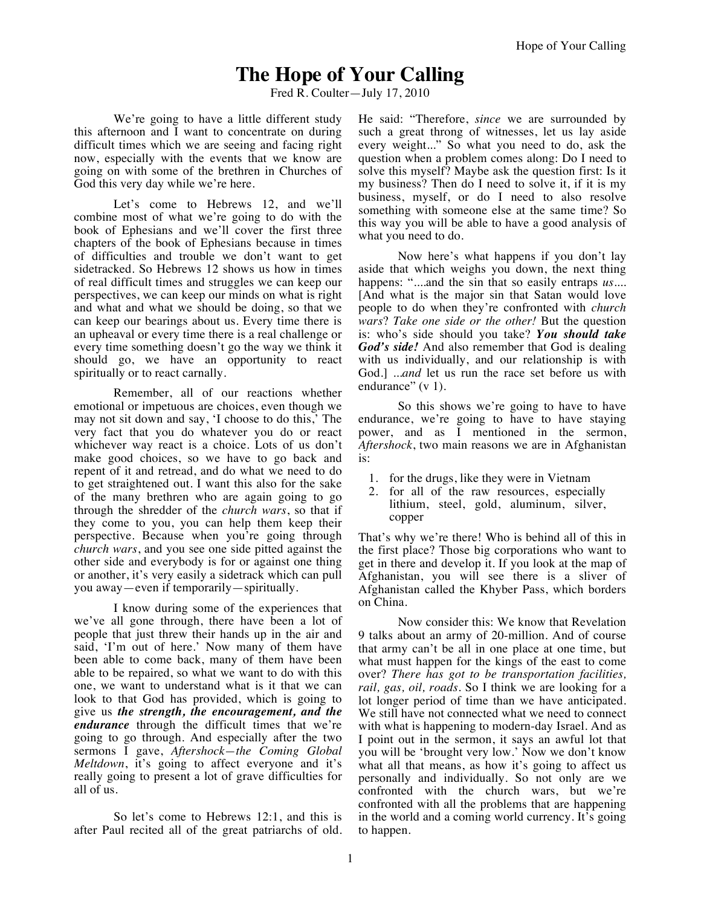# The Hope of Your Calling

Fred R. Coulter—July 17, 2010

We're going to have a little different study this afternoon and I want to concentrate on during difficult times which we are seeing and facing right now, especially with the events that we know are going on with some of the brethren in Churches of God this very day while we're here.

Let's come to Hebrews 12, and we'll combine most of what we're going to do with the book of Ephesians and we'll cover the first three chapters of the book of Ephesians because in times of difficulties and trouble we don't want to get sidetracked. So Hebrews 12 shows us how in times of real difficult times and struggles we can keep our perspectives, we can keep our minds on what is right and what and what we should be doing, so that we can keep our bearings about us. Every time there is an upheaval or every time there is a real challenge or every time something doesn't go the way we think it should go, we have an opportunity to react spiritually or to react carnally.

Remember, all of our reactions whether emotional or impetuous are choices, even though we may not sit down and say, 'I choose to do this,' The very fact that you do whatever you do or react whichever way react is a choice. Lots of us don't make good choices, so we have to go back and repent of it and retread, and do what we need to do to get straightened out. I want this also for the sake of the many brethren who are again going to go through the shredder of the *church wars*, so that if they come to you, you can help them keep their perspective. Because when you're going through *church wars*, and you see one side pitted against the other side and everybody is for or against one thing or another, it's very easily a sidetrack which can pull you away—even if temporarily—spiritually.

I know during some of the experiences that we've all gone through, there have been a lot of people that just threw their hands up in the air and said, 'I'm out of here.' Now many of them have been able to come back, many of them have been able to be repaired, so what we want to do with this one, we want to understand what is it that we can look to that God has provided, which is going to give us ***the strength, the encouragement, and the endurance*** through the difficult times that we're going to go through. And especially after the two sermons I gave, *Aftershock—the Coming Global Meltdown*, it's going to affect everyone and it's really going to present a lot of grave difficulties for all of us.

So let's come to Hebrews 12:1, and this is after Paul recited all of the great patriarchs of old. He said: "Therefore, *since* we are surrounded by such a great throng of witnesses, let us lay aside every weight..." So what you need to do, ask the question when a problem comes along: Do I need to solve this myself? Maybe ask the question first: Is it my business? Then do I need to solve it, if it is my business, myself, or do I need to also resolve something with someone else at the same time? So this way you will be able to have a good analysis of what you need to do.

Now here's what happens if you don't lay aside that which weighs you down, the next thing happens: "....and the sin that so easily entraps *us*.... [And what is the major sin that Satan would love people to do when they're confronted with *church wars*? *Take one side or the other!* But the question is: who's side should you take? ***You should take God's side!*** And also remember that God is dealing with us individually, and our relationship is with God.] ...*and* let us run the race set before us with endurance" (v 1).

So this shows we're going to have to have endurance, we're going to have to have staying power, and as I mentioned in the sermon, *Aftershock*, two main reasons we are in Afghanistan is:

1. for the drugs, like they were in Vietnam
2. for all of the raw resources, especially lithium, steel, gold, aluminum, silver, copper

That's why we're there! Who is behind all of this in the first place? Those big corporations who want to get in there and develop it. If you look at the map of Afghanistan, you will see there is a sliver of Afghanistan called the Khyber Pass, which borders on China.

Now consider this: We know that Revelation 9 talks about an army of 20-million. And of course that army can't be all in one place at one time, but what must happen for the kings of the east to come over? *There has got to be transportation facilities, rail, gas, oil, roads.* So I think we are looking for a lot longer period of time than we have anticipated. We still have not connected what we need to connect with what is happening to modern-day Israel. And as I point out in the sermon, it says an awful lot that you will be 'brought very low.' Now we don't know what all that means, as how it's going to affect us personally and individually. So not only are we confronted with the church wars, but we're confronted with all the problems that are happening in the world and a coming world currency. It's going to happen.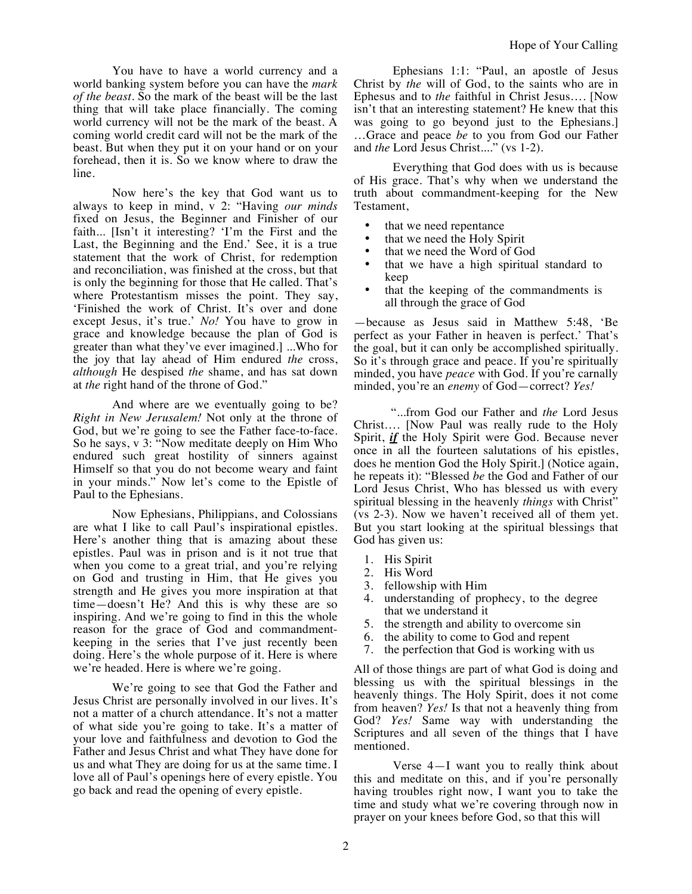You have to have a world currency and a world banking system before you can have the *mark of the beast*. So the mark of the beast will be the last thing that will take place financially. The coming world currency will not be the mark of the beast. A coming world credit card will not be the mark of the beast. But when they put it on your hand or on your forehead, then it is. So we know where to draw the line.

Now here's the key that God want us to always to keep in mind, v 2: "Having *our minds* fixed on Jesus, the Beginner and Finisher of our faith... [Isn't it interesting? 'I'm the First and the Last, the Beginning and the End.' See, it is a true statement that the work of Christ, for redemption and reconciliation, was finished at the cross, but that is only the beginning for those that He called. That's where Protestantism misses the point. They say, 'Finished the work of Christ. It's over and done except Jesus, it's true.' *No!* You have to grow in grace and knowledge because the plan of God is greater than what they've ever imagined.] ...Who for the joy that lay ahead of Him endured *the* cross, *although* He despised *the* shame, and has sat down at *the* right hand of the throne of God."

And where are we eventually going to be? *Right in New Jerusalem!* Not only at the throne of God, but we're going to see the Father face-to-face. So he says, v 3: "Now meditate deeply on Him Who endured such great hostility of sinners against Himself so that you do not become weary and faint in your minds." Now let's come to the Epistle of Paul to the Ephesians.

Now Ephesians, Philippians, and Colossians are what I like to call Paul's inspirational epistles. Here's another thing that is amazing about these epistles. Paul was in prison and is it not true that when you come to a great trial, and you're relying on God and trusting in Him, that He gives you strength and He gives you more inspiration at that time—doesn't He? And this is why these are so inspiring. And we're going to find in this the whole reason for the grace of God and commandment-keeping in the series that I've just recently been doing. Here's the whole purpose of it. Here is where we're headed. Here is where we're going.

We're going to see that God the Father and Jesus Christ are personally involved in our lives. It's not a matter of a church attendance. It's not a matter of what side you're going to take. It's a matter of your love and faithfulness and devotion to God the Father and Jesus Christ and what They have done for us and what They are doing for us at the same time. I love all of Paul's openings here of every epistle. You go back and read the opening of every epistle.

Ephesians 1:1: "Paul, an apostle of Jesus Christ by *the* will of God, to the saints who are in Ephesus and to *the* faithful in Christ Jesus…. [Now isn't that an interesting statement? He knew that this was going to go beyond just to the Ephesians.] …Grace and peace *be* to you from God our Father and *the* Lord Jesus Christ...." (vs 1-2).

Everything that God does with us is because of His grace. That's why when we understand the truth about commandment-keeping for the New Testament,

- that we need repentance
- that we need the Holy Spirit
- that we need the Word of God
- that we have a high spiritual standard to keep
- that the keeping of the commandments is all through the grace of God

—because as Jesus said in Matthew 5:48, 'Be perfect as your Father in heaven is perfect.' That's the goal, but it can only be accomplished spiritually. So it's through grace and peace. If you're spiritually minded, you have *peace* with God. If you're carnally minded, you're an *enemy* of God—correct? *Yes!*

"...from God our Father and *the* Lord Jesus Christ…. [Now Paul was really rude to the Holy Spirit, ***if*** the Holy Spirit were God. Because never once in all the fourteen salutations of his epistles, does he mention God the Holy Spirit.] (Notice again, he repeats it): "Blessed *be* the God and Father of our Lord Jesus Christ, Who has blessed us with every spiritual blessing in the heavenly *things* with Christ" (vs 2-3). Now we haven't received all of them yet. But you start looking at the spiritual blessings that God has given us:

1. His Spirit
2. His Word
3. fellowship with Him
4. understanding of prophecy, to the degree that we understand it
5. the strength and ability to overcome sin
6. the ability to come to God and repent
7. the perfection that God is working with us

All of those things are part of what God is doing and blessing us with the spiritual blessings in the heavenly things. The Holy Spirit, does it not come from heaven? *Yes!* Is that not a heavenly thing from God? *Yes!* Same way with understanding the Scriptures and all seven of the things that I have mentioned.

Verse 4—I want you to really think about this and meditate on this, and if you're personally having troubles right now, I want you to take the time and study what we're covering through now in prayer on your knees before God, so that this will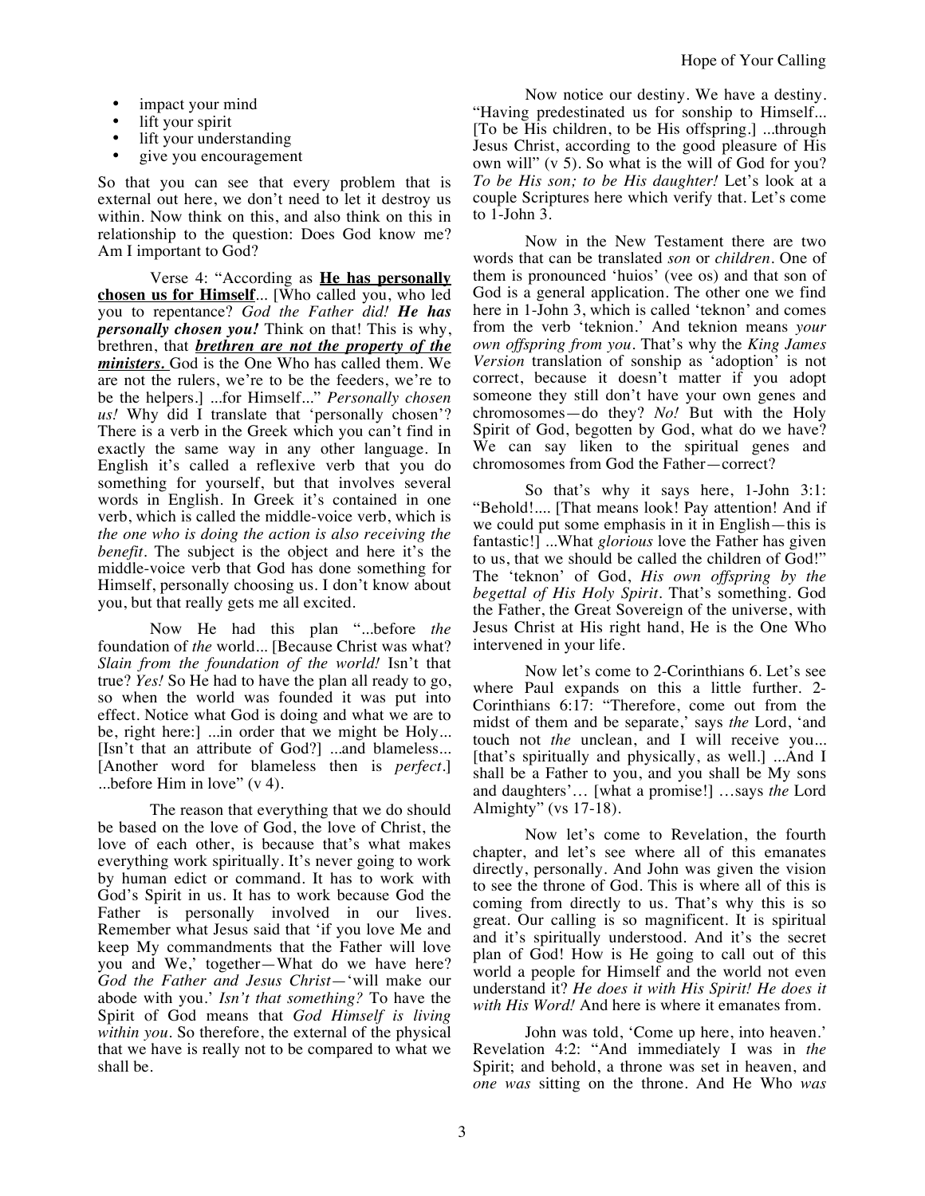- impact your mind
- lift your spirit
- lift your understanding
- give you encouragement

So that you can see that every problem that is external out here, we don't need to let it destroy us within. Now think on this, and also think on this in relationship to the question: Does God know me? Am I important to God?

Verse 4: "According as **He has personally chosen us for Himself**... [Who called you, who led you to repentance? *God the Father did! He has personally chosen you!* Think on that! This is why, brethren, that ***brethren are not the property of the ministers.*** God is the One Who has called them. We are not the rulers, we're to be the feeders, we're to be the helpers.] ...for Himself..." *Personally chosen us!* Why did I translate that 'personally chosen'? There is a verb in the Greek which you can't find in exactly the same way in any other language. In English it's called a reflexive verb that you do something for yourself, but that involves several words in English. In Greek it's contained in one verb, which is called the middle-voice verb, which is *the one who is doing the action is also receiving the benefit*. The subject is the object and here it's the middle-voice verb that God has done something for Himself, personally choosing us. I don't know about you, but that really gets me all excited.

Now He had this plan "...before *the* foundation of *the* world... [Because Christ was what? *Slain from the foundation of the world!* Isn't that true? *Yes!* So He had to have the plan all ready to go, so when the world was founded it was put into effect. Notice what God is doing and what we are to be, right here:] ...in order that we might be Holy... [Isn't that an attribute of God?] ...and blameless... [Another word for blameless then is *perfect*.] ...before Him in love" (v 4).

The reason that everything that we do should be based on the love of God, the love of Christ, the love of each other, is because that's what makes everything work spiritually. It's never going to work by human edict or command. It has to work with God's Spirit in us. It has to work because God the Father is personally involved in our lives. Remember what Jesus said that 'if you love Me and keep My commandments that the Father will love you and We,' together—What do we have here? *God the Father and Jesus Christ*—'will make our abode with you.' *Isn't that something?* To have the Spirit of God means that *God Himself is living within you*. So therefore, the external of the physical that we have is really not to be compared to what we shall be.

Now notice our destiny. We have a destiny. "Having predestinated us for sonship to Himself... [To be His children, to be His offspring.] ...through Jesus Christ, according to the good pleasure of His own will" (v 5). So what is the will of God for you? *To be His son; to be His daughter!* Let's look at a couple Scriptures here which verify that. Let's come to 1-John 3.

Now in the New Testament there are two words that can be translated *son* or *children*. One of them is pronounced 'huios' (vee os) and that son of God is a general application. The other one we find here in 1-John 3, which is called 'teknon' and comes from the verb 'teknion.' And teknion means *your own offspring from you*. That's why the *King James Version* translation of sonship as 'adoption' is not correct, because it doesn't matter if you adopt someone they still don't have your own genes and chromosomes—do they? *No!* But with the Holy Spirit of God, begotten by God, what do we have? We can say liken to the spiritual genes and chromosomes from God the Father—correct?

So that's why it says here, 1-John 3:1: "Behold!.... [That means look! Pay attention! And if we could put some emphasis in it in English—this is fantastic!] ...What *glorious* love the Father has given to us, that we should be called the children of God!" The 'teknon' of God, *His own offspring by the begettal of His Holy Spirit*. That's something. God the Father, the Great Sovereign of the universe, with Jesus Christ at His right hand, He is the One Who intervened in your life.

Now let's come to 2-Corinthians 6. Let's see where Paul expands on this a little further. 2-Corinthians 6:17: "Therefore, come out from the midst of them and be separate,' says *the* Lord, 'and touch not *the* unclean, and I will receive you... [that's spiritually and physically, as well.] ...And I shall be a Father to you, and you shall be My sons and daughters'… [what a promise!] …says *the* Lord Almighty" (vs 17-18).

Now let's come to Revelation, the fourth chapter, and let's see where all of this emanates directly, personally. And John was given the vision to see the throne of God. This is where all of this is coming from directly to us. That's why this is so great. Our calling is so magnificent. It is spiritual and it's spiritually understood. And it's the secret plan of God! How is He going to call out of this world a people for Himself and the world not even understand it? *He does it with His Spirit! He does it with His Word!* And here is where it emanates from.

John was told, 'Come up here, into heaven.' Revelation 4:2: "And immediately I was in *the* Spirit; and behold, a throne was set in heaven, and *one was* sitting on the throne. And He Who *was*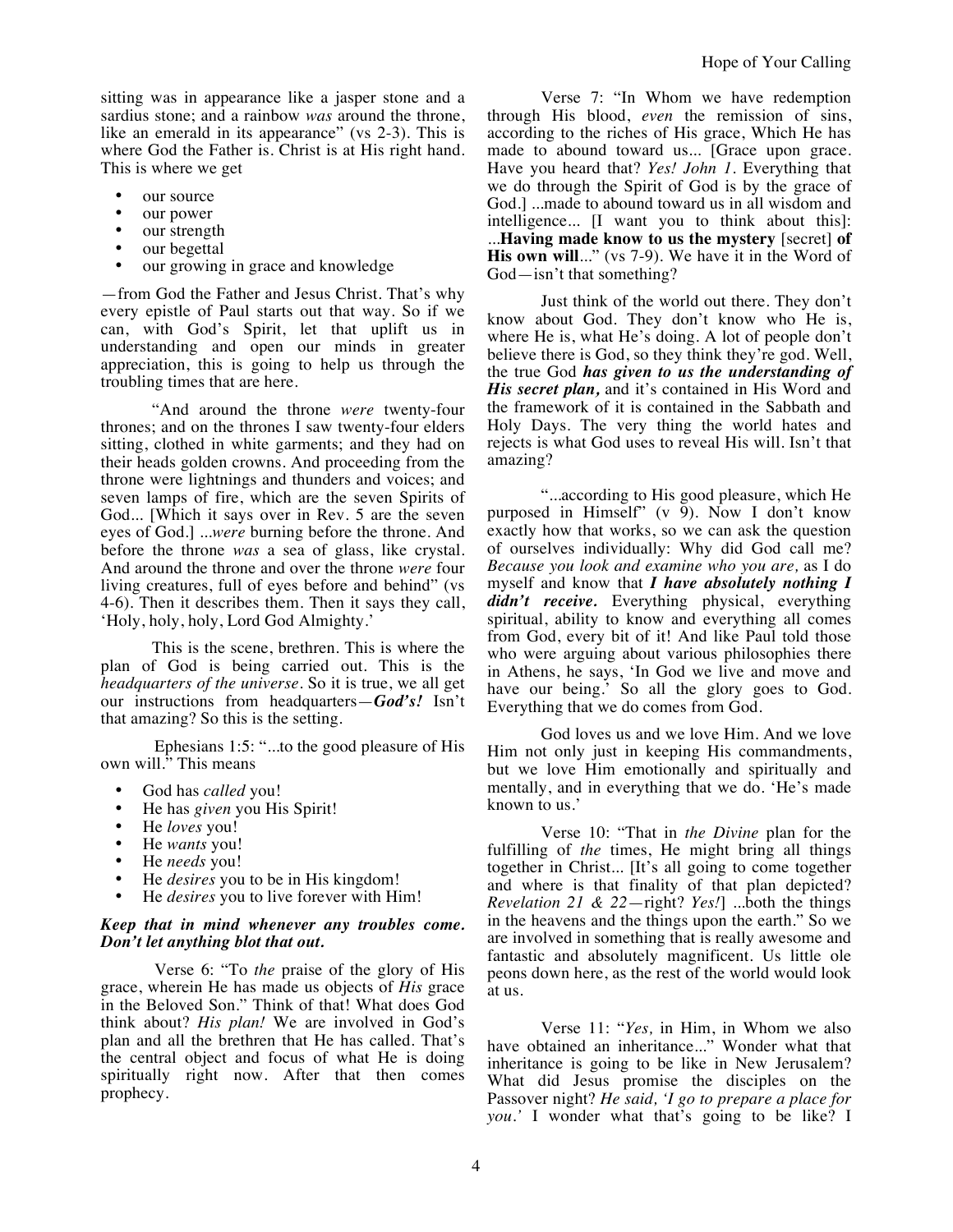sitting was in appearance like a jasper stone and a sardius stone; and a rainbow *was* around the throne, like an emerald in its appearance" (vs 2-3). This is where God the Father is. Christ is at His right hand. This is where we get

- our source
- our power
- our strength
- our begettal
- our growing in grace and knowledge

—from God the Father and Jesus Christ. That's why every epistle of Paul starts out that way. So if we can, with God's Spirit, let that uplift us in understanding and open our minds in greater appreciation, this is going to help us through the troubling times that are here.

"And around the throne *were* twenty-four thrones; and on the thrones I saw twenty-four elders sitting, clothed in white garments; and they had on their heads golden crowns. And proceeding from the throne were lightnings and thunders and voices; and seven lamps of fire, which are the seven Spirits of God... [Which it says over in Rev. 5 are the seven eyes of God.] ...*were* burning before the throne. And before the throne *was* a sea of glass, like crystal. And around the throne and over the throne *were* four living creatures, full of eyes before and behind" (vs 4-6). Then it describes them. Then it says they call, 'Holy, holy, holy, Lord God Almighty.'

This is the scene, brethren. This is where the plan of God is being carried out. This is the *headquarters of the universe*. So it is true, we all get our instructions from headquarters—***God's!*** Isn't that amazing? So this is the setting.

Ephesians 1:5: "...to the good pleasure of His own will." This means

- God has *called* you!
- He has *given* you His Spirit!
- He *loves* you!
- He *wants* you!
- He *needs* you!
- He *desires* you to be in His kingdom!
- He *desires* you to live forever with Him!

***Keep that in mind whenever any troubles come. Don't let anything blot that out.***

Verse 6: "To *the* praise of the glory of His grace, wherein He has made us objects of *His* grace in the Beloved Son." Think of that! What does God think about? *His plan!* We are involved in God's plan and all the brethren that He has called. That's the central object and focus of what He is doing spiritually right now. After that then comes prophecy.

Verse 7: "In Whom we have redemption through His blood, *even* the remission of sins, according to the riches of His grace, Which He has made to abound toward us... [Grace upon grace. Have you heard that? *Yes! John 1.* Everything that we do through the Spirit of God is by the grace of God.] ...made to abound toward us in all wisdom and intelligence... [I want you to think about this]: ...**Having made know to us the mystery** [secret] **of His own will**..." (vs 7-9). We have it in the Word of God—isn't that something?

Just think of the world out there. They don't know about God. They don't know who He is, where He is, what He's doing. A lot of people don't believe there is God, so they think they're god. Well, the true God ***has given to us the understanding of His secret plan,*** and it's contained in His Word and the framework of it is contained in the Sabbath and Holy Days. The very thing the world hates and rejects is what God uses to reveal His will. Isn't that amazing?

"...according to His good pleasure, which He purposed in Himself" (v 9). Now I don't know exactly how that works, so we can ask the question of ourselves individually: Why did God call me? *Because you look and examine who you are,* as I do myself and know that ***I have absolutely nothing I didn't receive.*** Everything physical, everything spiritual, ability to know and everything all comes from God, every bit of it! And like Paul told those who were arguing about various philosophies there in Athens, he says, 'In God we live and move and have our being.' So all the glory goes to God. Everything that we do comes from God.

God loves us and we love Him. And we love Him not only just in keeping His commandments, but we love Him emotionally and spiritually and mentally, and in everything that we do. 'He's made known to us.'

Verse 10: "That in *the Divine* plan for the fulfilling of *the* times, He might bring all things together in Christ... [It's all going to come together and where is that finality of that plan depicted? *Revelation 21 & 22*—right? *Yes!*] ...both the things in the heavens and the things upon the earth." So we are involved in something that is really awesome and fantastic and absolutely magnificent. Us little ole peons down here, as the rest of the world would look at us.

Verse 11: "*Yes,* in Him, in Whom we also have obtained an inheritance..." Wonder what that inheritance is going to be like in New Jerusalem? What did Jesus promise the disciples on the Passover night? *He said, 'I go to prepare a place for you.'* I wonder what that's going to be like? I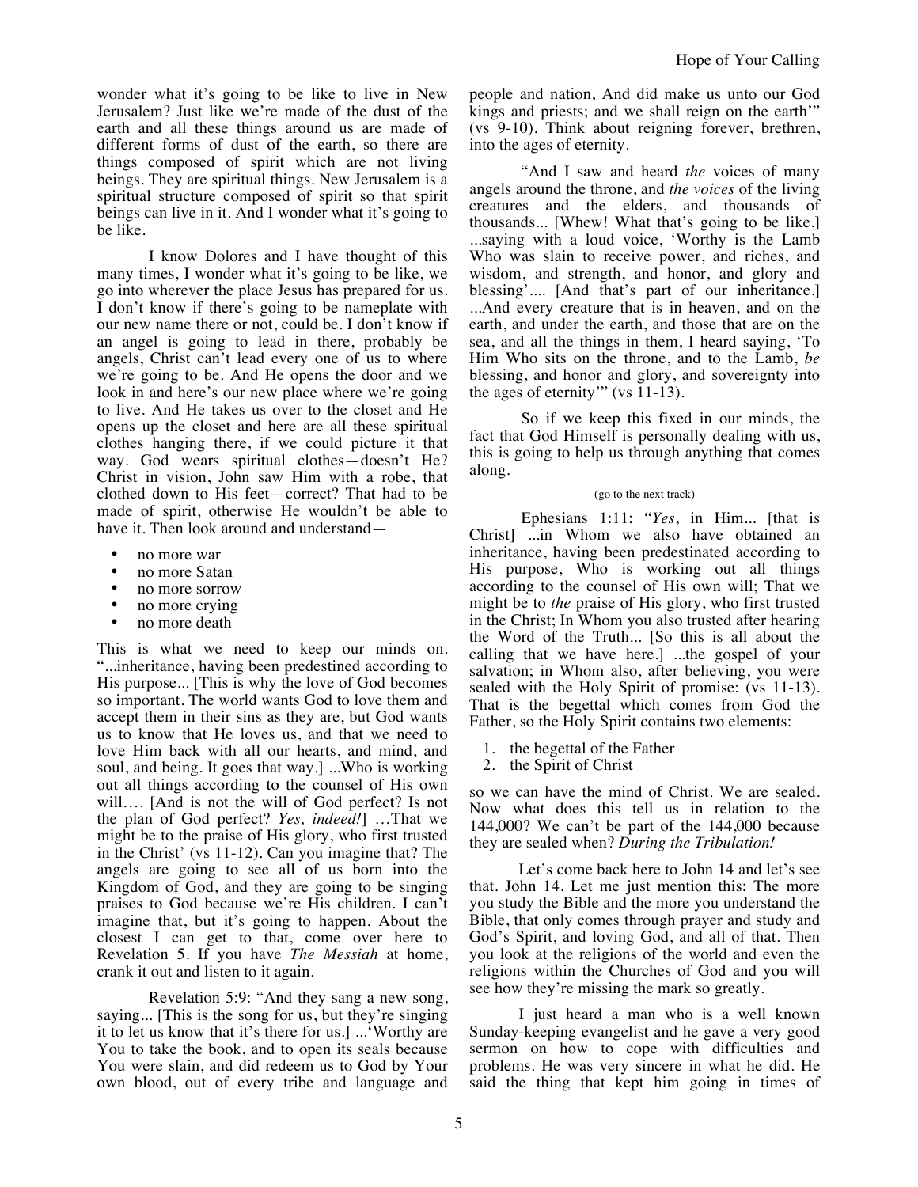wonder what it's going to be like to live in New Jerusalem? Just like we're made of the dust of the earth and all these things around us are made of different forms of dust of the earth, so there are things composed of spirit which are not living beings. They are spiritual things. New Jerusalem is a spiritual structure composed of spirit so that spirit beings can live in it. And I wonder what it's going to be like.

I know Dolores and I have thought of this many times, I wonder what it's going to be like, we go into wherever the place Jesus has prepared for us. I don't know if there's going to be nameplate with our new name there or not, could be. I don't know if an angel is going to lead in there, probably be angels, Christ can't lead every one of us to where we're going to be. And He opens the door and we look in and here's our new place where we're going to live. And He takes us over to the closet and He opens up the closet and here are all these spiritual clothes hanging there, if we could picture it that way. God wears spiritual clothes—doesn't He? Christ in vision, John saw Him with a robe, that clothed down to His feet—correct? That had to be made of spirit, otherwise He wouldn't be able to have it. Then look around and understand—

- no more war
- no more Satan
- no more sorrow
- no more crying
- no more death

This is what we need to keep our minds on. "...inheritance, having been predestined according to His purpose... [This is why the love of God becomes so important. The world wants God to love them and accept them in their sins as they are, but God wants us to know that He loves us, and that we need to love Him back with all our hearts, and mind, and soul, and being. It goes that way.] ...Who is working out all things according to the counsel of His own will.... [And is not the will of God perfect? Is not the plan of God perfect? *Yes, indeed!*] …That we might be to the praise of His glory, who first trusted in the Christ' (vs 11-12). Can you imagine that? The angels are going to see all of us born into the Kingdom of God, and they are going to be singing praises to God because we're His children. I can't imagine that, but it's going to happen. About the closest I can get to that, come over here to Revelation 5. If you have *The Messiah* at home, crank it out and listen to it again.

Revelation 5:9: "And they sang a new song, saying... [This is the song for us, but they're singing it to let us know that it's there for us.] ...'Worthy are You to take the book, and to open its seals because You were slain, and did redeem us to God by Your own blood, out of every tribe and language and people and nation, And did make us unto our God kings and priests; and we shall reign on the earth'" (vs 9-10). Think about reigning forever, brethren, into the ages of eternity.

"And I saw and heard *the* voices of many angels around the throne, and *the voices* of the living creatures and the elders, and thousands of thousands... [Whew! What that's going to be like.] ...saying with a loud voice, 'Worthy is the Lamb Who was slain to receive power, and riches, and wisdom, and strength, and honor, and glory and blessing'.... [And that's part of our inheritance.] ...And every creature that is in heaven, and on the earth, and under the earth, and those that are on the sea, and all the things in them, I heard saying, 'To Him Who sits on the throne, and to the Lamb, *be* blessing, and honor and glory, and sovereignty into the ages of eternity'" (vs 11-13).

So if we keep this fixed in our minds, the fact that God Himself is personally dealing with us, this is going to help us through anything that comes along.

(go to the next track)

Ephesians 1:11: "*Yes*, in Him... [that is Christ] ...in Whom we also have obtained an inheritance, having been predestinated according to His purpose, Who is working out all things according to the counsel of His own will; That we might be to *the* praise of His glory, who first trusted in the Christ; In Whom you also trusted after hearing the Word of the Truth... [So this is all about the calling that we have here.] ...the gospel of your salvation; in Whom also, after believing, you were sealed with the Holy Spirit of promise: (vs 11-13). That is the begettal which comes from God the Father, so the Holy Spirit contains two elements:

1. the begettal of the Father
2. the Spirit of Christ

so we can have the mind of Christ. We are sealed. Now what does this tell us in relation to the 144,000? We can't be part of the 144,000 because they are sealed when? *During the Tribulation!*

Let's come back here to John 14 and let's see that. John 14. Let me just mention this: The more you study the Bible and the more you understand the Bible, that only comes through prayer and study and God's Spirit, and loving God, and all of that. Then you look at the religions of the world and even the religions within the Churches of God and you will see how they're missing the mark so greatly.

I just heard a man who is a well known Sunday-keeping evangelist and he gave a very good sermon on how to cope with difficulties and problems. He was very sincere in what he did. He said the thing that kept him going in times of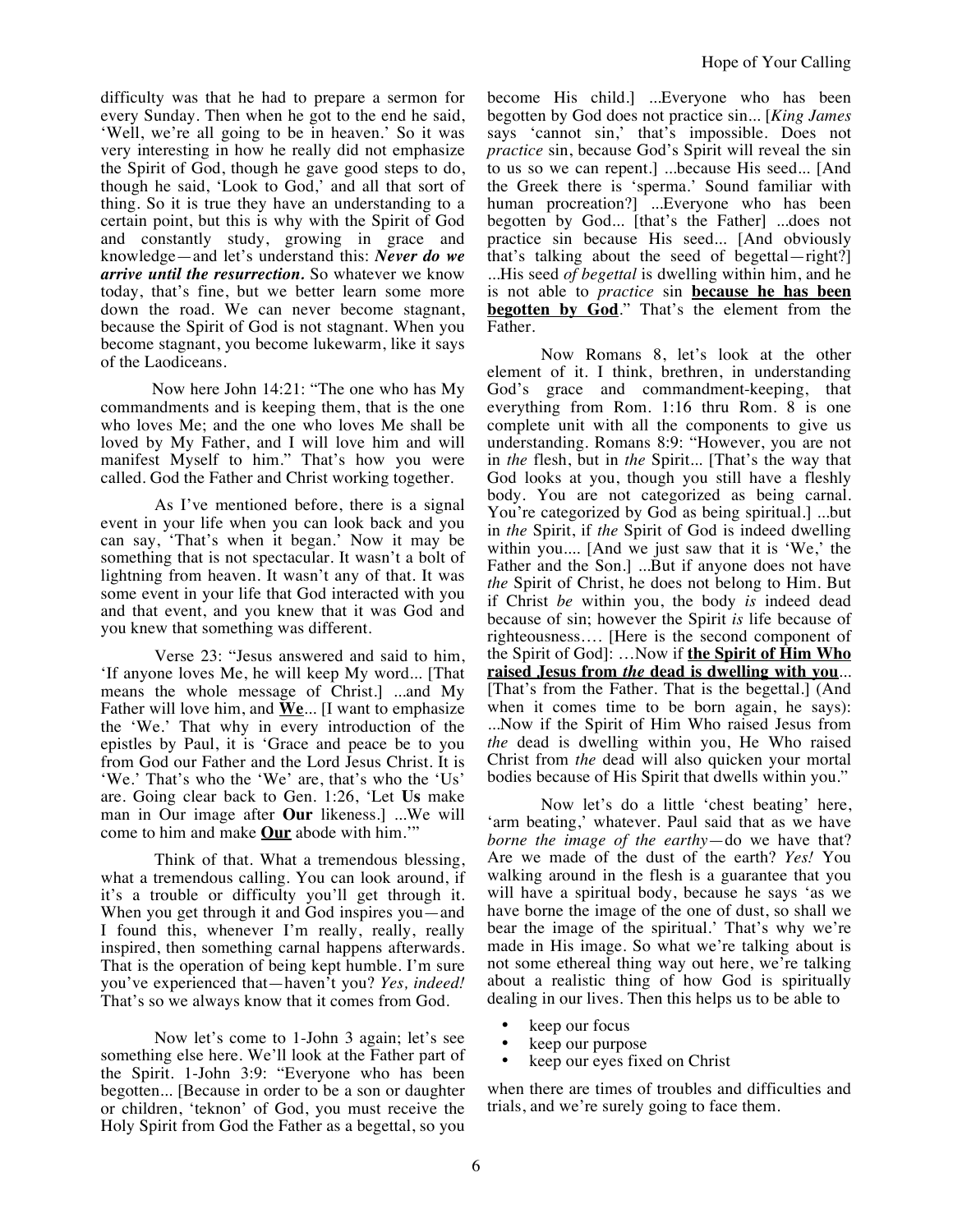difficulty was that he had to prepare a sermon for every Sunday. Then when he got to the end he said, 'Well, we're all going to be in heaven.' So it was very interesting in how he really did not emphasize the Spirit of God, though he gave good steps to do, though he said, 'Look to God,' and all that sort of thing. So it is true they have an understanding to a certain point, but this is why with the Spirit of God and constantly study, growing in grace and knowledge—and let's understand this: ***Never do we arrive until the resurrection.*** So whatever we know today, that's fine, but we better learn some more down the road. We can never become stagnant, because the Spirit of God is not stagnant. When you become stagnant, you become lukewarm, like it says of the Laodiceans.

Now here John 14:21: "The one who has My commandments and is keeping them, that is the one who loves Me; and the one who loves Me shall be loved by My Father, and I will love him and will manifest Myself to him." That's how you were called. God the Father and Christ working together.

As I've mentioned before, there is a signal event in your life when you can look back and you can say, 'That's when it began.' Now it may be something that is not spectacular. It wasn't a bolt of lightning from heaven. It wasn't any of that. It was some event in your life that God interacted with you and that event, and you knew that it was God and you knew that something was different.

Verse 23: "Jesus answered and said to him, 'If anyone loves Me, he will keep My word... [That means the whole message of Christ.] ...and My Father will love him, and <u>**We**</u>... [I want to emphasize the 'We.' That why in every introduction of the epistles by Paul, it is 'Grace and peace be to you from God our Father and the Lord Jesus Christ. It is 'We.' That's who the 'We' are, that's who the 'Us' are. Going clear back to Gen. 1:26, 'Let **Us** make man in Our image after **Our** likeness.] ...We will come to him and make <u>**Our**</u> abode with him.'"

Think of that. What a tremendous blessing, what a tremendous calling. You can look around, if it's a trouble or difficulty you'll get through it. When you get through it and God inspires you—and I found this, whenever I'm really, really, really inspired, then something carnal happens afterwards. That is the operation of being kept humble. I'm sure you've experienced that—haven't you? *Yes, indeed!* That's so we always know that it comes from God.

Now let's come to 1-John 3 again; let's see something else here. We'll look at the Father part of the Spirit. 1-John 3:9: "Everyone who has been begotten... [Because in order to be a son or daughter or children, 'teknon' of God, you must receive the Holy Spirit from God the Father as a begettal, so you become His child.] ...Everyone who has been begotten by God does not practice sin... [*King James* says 'cannot sin,' that's impossible. Does not *practice* sin, because God's Spirit will reveal the sin to us so we can repent.] ...because His seed... [And the Greek there is 'sperma.' Sound familiar with human procreation?] ...Everyone who has been begotten by God... [that's the Father] ...does not practice sin because His seed... [And obviously that's talking about the seed of begettal—right?] ...His seed *of begettal* is dwelling within him, and he is not able to *practice* sin <u>**because he has been begotten by God**</u>." That's the element from the Father.

Now Romans 8, let's look at the other element of it. I think, brethren, in understanding God's grace and commandment-keeping, that everything from Rom. 1:16 thru Rom. 8 is one complete unit with all the components to give us understanding. Romans 8:9: "However, you are not in *the* flesh, but in *the* Spirit... [That's the way that God looks at you, though you still have a fleshly body. You are not categorized as being carnal. You're categorized by God as being spiritual.] ...but in *the* Spirit, if *the* Spirit of God is indeed dwelling within you.... [And we just saw that it is 'We,' the Father and the Son.] ...But if anyone does not have *the* Spirit of Christ, he does not belong to Him. But if Christ *be* within you, the body *is* indeed dead because of sin; however the Spirit *is* life because of righteousness.... [Here is the second component of the Spirit of God]: ...Now if <u>**the Spirit of Him Who raised Jesus from *the* dead is dwelling with you**</u>... [That's from the Father. That is the begettal.] (And when it comes time to be born again, he says): ...Now if the Spirit of Him Who raised Jesus from *the* dead is dwelling within you, He Who raised Christ from *the* dead will also quicken your mortal bodies because of His Spirit that dwells within you."

Now let's do a little 'chest beating' here, 'arm beating,' whatever. Paul said that as we have *borne the image of the earthy*—do we have that? Are we made of the dust of the earth? *Yes!* You walking around in the flesh is a guarantee that you will have a spiritual body, because he says 'as we have borne the image of the one of dust, so shall we bear the image of the spiritual.' That's why we're made in His image. So what we're talking about is not some ethereal thing way out here, we're talking about a realistic thing of how God is spiritually dealing in our lives. Then this helps us to be able to

- keep our focus
- keep our purpose
- keep our eyes fixed on Christ

when there are times of troubles and difficulties and trials, and we're surely going to face them.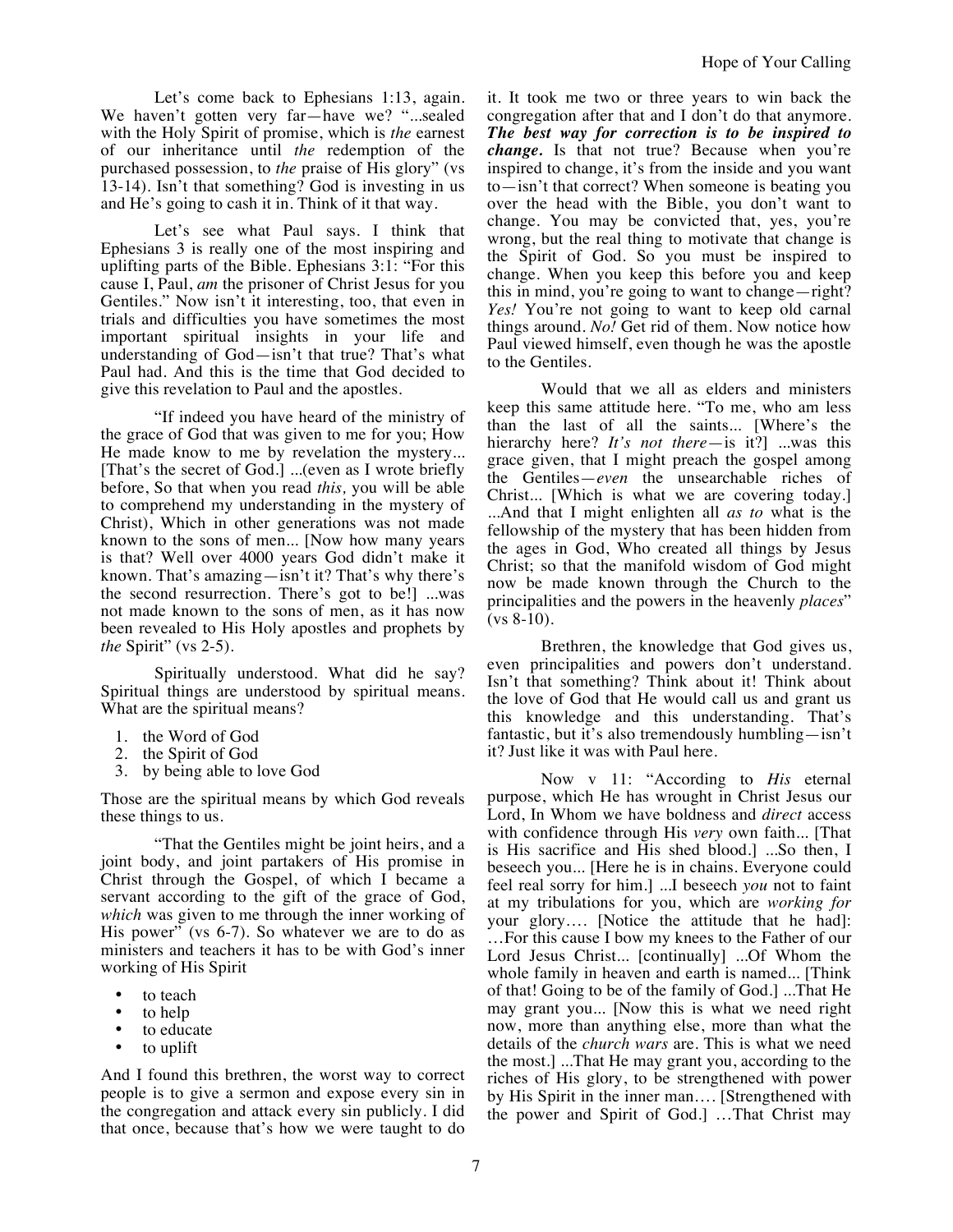Let's come back to Ephesians 1:13, again. We haven't gotten very far—have we? "...sealed with the Holy Spirit of promise, which is *the* earnest of our inheritance until *the* redemption of the purchased possession, to *the* praise of His glory" (vs 13-14). Isn't that something? God is investing in us and He's going to cash it in. Think of it that way.

Let's see what Paul says. I think that Ephesians 3 is really one of the most inspiring and uplifting parts of the Bible. Ephesians 3:1: "For this cause I, Paul, *am* the prisoner of Christ Jesus for you Gentiles." Now isn't it interesting, too, that even in trials and difficulties you have sometimes the most important spiritual insights in your life and understanding of God—isn't that true? That's what Paul had. And this is the time that God decided to give this revelation to Paul and the apostles.

"If indeed you have heard of the ministry of the grace of God that was given to me for you; How He made know to me by revelation the mystery... [That's the secret of God.] ...(even as I wrote briefly before, So that when you read *this,* you will be able to comprehend my understanding in the mystery of Christ), Which in other generations was not made known to the sons of men... [Now how many years is that? Well over 4000 years God didn't make it known. That's amazing—isn't it? That's why there's the second resurrection. There's got to be!] ...was not made known to the sons of men, as it has now been revealed to His Holy apostles and prophets by *the* Spirit" (vs 2-5).

Spiritually understood. What did he say? Spiritual things are understood by spiritual means. What are the spiritual means?

1. the Word of God
2. the Spirit of God
3. by being able to love God

Those are the spiritual means by which God reveals these things to us.

"That the Gentiles might be joint heirs, and a joint body, and joint partakers of His promise in Christ through the Gospel, of which I became a servant according to the gift of the grace of God, *which* was given to me through the inner working of His power" (vs 6-7). So whatever we are to do as ministers and teachers it has to be with God's inner working of His Spirit

- to teach
- to help
- to educate
- to uplift

And I found this brethren, the worst way to correct people is to give a sermon and expose every sin in the congregation and attack every sin publicly. I did that once, because that's how we were taught to do it. It took me two or three years to win back the congregation after that and I don't do that anymore. ***The best way for correction is to be inspired to change.*** Is that not true? Because when you're inspired to change, it's from the inside and you want to—isn't that correct? When someone is beating you over the head with the Bible, you don't want to change. You may be convicted that, yes, you're wrong, but the real thing to motivate that change is the Spirit of God. So you must be inspired to change. When you keep this before you and keep this in mind, you're going to want to change—right? *Yes!* You're not going to want to keep old carnal things around. *No!* Get rid of them. Now notice how Paul viewed himself, even though he was the apostle to the Gentiles.

Would that we all as elders and ministers keep this same attitude here. "To me, who am less than the last of all the saints... [Where's the hierarchy here? *It's not there*—is it?] ...was this grace given, that I might preach the gospel among the Gentiles—*even* the unsearchable riches of Christ... [Which is what we are covering today.] ...And that I might enlighten all *as to* what is the fellowship of the mystery that has been hidden from the ages in God, Who created all things by Jesus Christ; so that the manifold wisdom of God might now be made known through the Church to the principalities and the powers in the heavenly *places*" (vs 8-10).

Brethren, the knowledge that God gives us, even principalities and powers don't understand. Isn't that something? Think about it! Think about the love of God that He would call us and grant us this knowledge and this understanding. That's fantastic, but it's also tremendously humbling—isn't it? Just like it was with Paul here.

Now v 11: "According to *His* eternal purpose, which He has wrought in Christ Jesus our Lord, In Whom we have boldness and *direct* access with confidence through His *very* own faith... [That is His sacrifice and His shed blood.] ...So then, I beseech you... [Here he is in chains. Everyone could feel real sorry for him.] ...I beseech *you* not to faint at my tribulations for you, which are *working for* your glory.... [Notice the attitude that he had]: …For this cause I bow my knees to the Father of our Lord Jesus Christ... [continually] ...Of Whom the whole family in heaven and earth is named... [Think of that! Going to be of the family of God.] ...That He may grant you... [Now this is what we need right now, more than anything else, more than what the details of the *church wars* are. This is what we need the most.] ...That He may grant you, according to the riches of His glory, to be strengthened with power by His Spirit in the inner man…. [Strengthened with the power and Spirit of God.] …That Christ may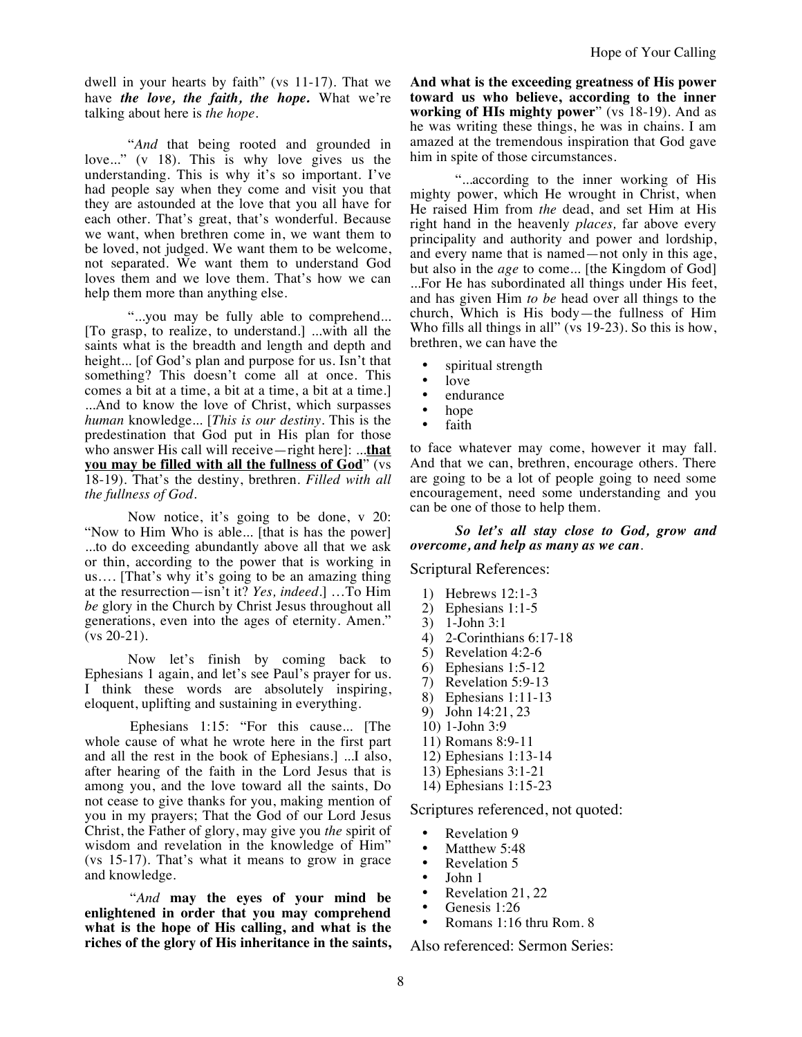dwell in your hearts by faith" (vs 11-17). That we have ***the love, the faith, the hope.*** What we're talking about here is *the hope*.

"*And* that being rooted and grounded in love..." (v 18). This is why love gives us the understanding. This is why it's so important. I've had people say when they come and visit you that they are astounded at the love that you all have for each other. That's great, that's wonderful. Because we want, when brethren come in, we want them to be loved, not judged. We want them to be welcome, not separated. We want them to understand God loves them and we love them. That's how we can help them more than anything else.

"...you may be fully able to comprehend... [To grasp, to realize, to understand.] ...with all the saints what is the breadth and length and depth and height... [of God's plan and purpose for us. Isn't that something? This doesn't come all at once. This comes a bit at a time, a bit at a time, a bit at a time.] ...And to know the love of Christ, which surpasses *human* knowledge... [*This is our destiny*. This is the predestination that God put in His plan for those who answer His call will receive—right here]: ...**<u>that you may be filled with all the fullness of God</u>**" (vs 18-19). That's the destiny, brethren. *Filled with all the fullness of God*.

Now notice, it's going to be done, v 20: "Now to Him Who is able... [that is has the power] ...to do exceeding abundantly above all that we ask or thin, according to the power that is working in us.... [That's why it's going to be an amazing thing at the resurrection—isn't it? *Yes, indeed*.] ...To Him *be* glory in the Church by Christ Jesus throughout all generations, even into the ages of eternity. Amen." (vs 20-21).

Now let's finish by coming back to Ephesians 1 again, and let's see Paul's prayer for us. I think these words are absolutely inspiring, eloquent, uplifting and sustaining in everything.

Ephesians 1:15: "For this cause... [The whole cause of what he wrote here in the first part and all the rest in the book of Ephesians.] ...I also, after hearing of the faith in the Lord Jesus that is among you, and the love toward all the saints, Do not cease to give thanks for you, making mention of you in my prayers; That the God of our Lord Jesus Christ, the Father of glory, may give you *the* spirit of wisdom and revelation in the knowledge of Him" (vs 15-17). That's what it means to grow in grace and knowledge.

"*And* **may the eyes of your mind be enlightened in order that you may comprehend what is the hope of His calling, and what is the riches of the glory of His inheritance in the saints, And what is the exceeding greatness of His power toward us who believe, according to the inner working of HIs mighty power**" (vs 18-19). And as he was writing these things, he was in chains. I am amazed at the tremendous inspiration that God gave him in spite of those circumstances.

"...according to the inner working of His mighty power, which He wrought in Christ, when He raised Him from *the* dead, and set Him at His right hand in the heavenly *places,* far above every principality and authority and power and lordship, and every name that is named—not only in this age, but also in the *age* to come... [the Kingdom of God] ...For He has subordinated all things under His feet, and has given Him *to be* head over all things to the church, Which is His body—the fullness of Him Who fills all things in all" (vs 19-23). So this is how, brethren, we can have the

- spiritual strength
- love
- endurance
- hope
- faith

to face whatever may come, however it may fall. And that we can, brethren, encourage others. There are going to be a lot of people going to need some encouragement, need some understanding and you can be one of those to help them.

***So let's all stay close to God, grow and overcome, and help as many as we can.***

Scriptural References:

1) Hebrews 12:1-3
2) Ephesians 1:1-5
3) 1-John 3:1
4) 2-Corinthians 6:17-18
5) Revelation 4:2-6
6) Ephesians 1:5-12
7) Revelation 5:9-13
8) Ephesians 1:11-13
9) John 14:21, 23
10) 1-John 3:9
11) Romans 8:9-11
12) Ephesians 1:13-14
13) Ephesians 3:1-21
14) Ephesians 1:15-23

Scriptures referenced, not quoted:

- Revelation 9
- Matthew 5:48
- Revelation 5
- John 1
- Revelation 21, 22
- Genesis 1:26
- Romans 1:16 thru Rom. 8

Also referenced: Sermon Series: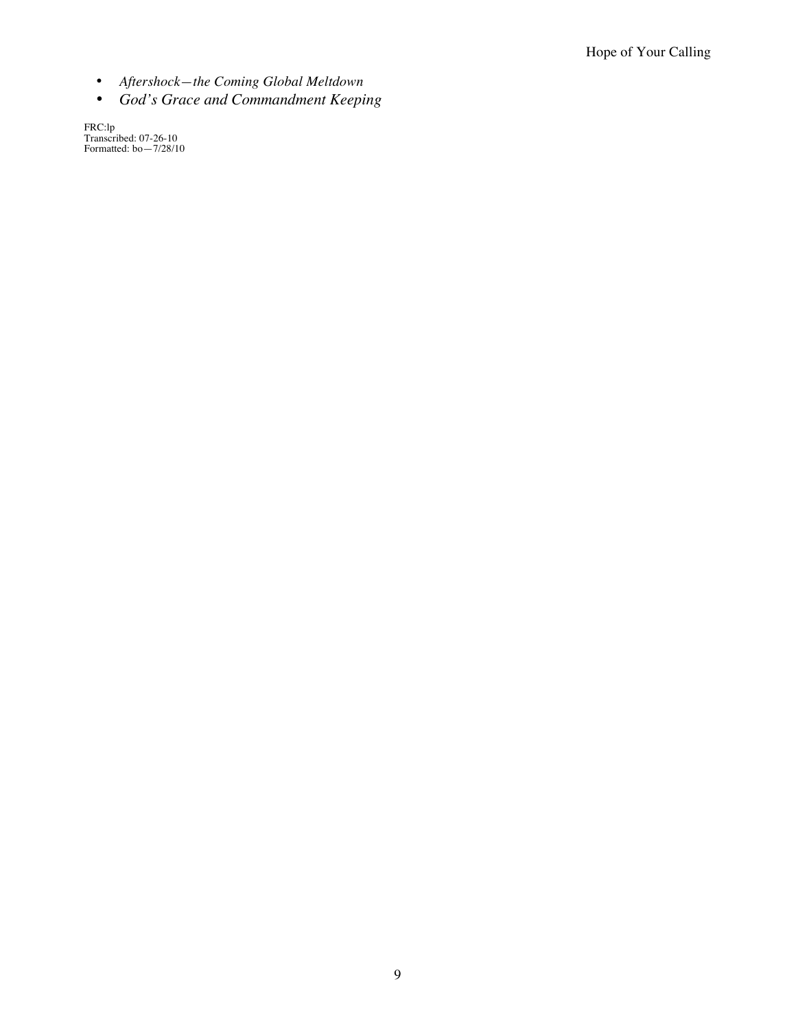- *Aftershock—the Coming Global Meltdown*
- *God's Grace and Commandment Keeping*

FRC:lp
Transcribed: 07-26-10
Formatted: bo—7/28/10